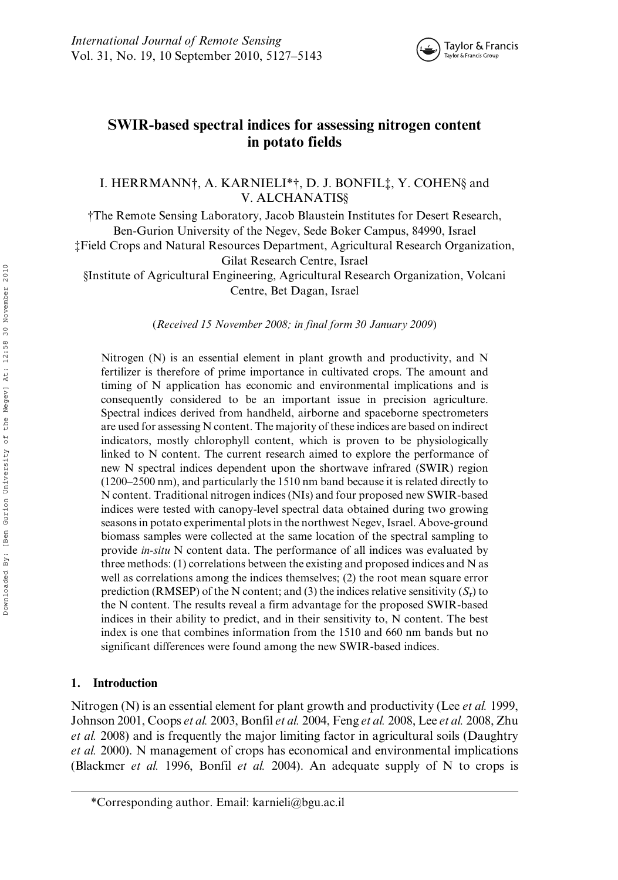# SWIR-based spectral indices for assessing nitrogen content in potato fields

I. HERRMANN†, A. KARNIELI*†, D. J. BONFIL‡, Y. COHEN§ and V. ALCHANATIS§

†The Remote Sensing Laboratory, Jacob Blaustein Institutes for Desert Research, Ben-Gurion University of the Negev, Sede Boker Campus, 84990, Israel

‡Field Crops and Natural Resources Department, Agricultural Research Organization, Gilat Research Centre, Israel

§Institute of Agricultural Engineering, Agricultural Research Organization, Volcani Centre, Bet Dagan, Israel

(*Received 15 November 2008; in final form 30 January 2009*)

Nitrogen (N) is an essential element in plant growth and productivity, and N fertilizer is therefore of prime importance in cultivated crops. The amount and timing of N application has economic and environmental implications and is consequently considered to be an important issue in precision agriculture. Spectral indices derived from handheld, airborne and spaceborne spectrometers are used for assessing N content. The majority of these indices are based on indirect indicators, mostly chlorophyll content, which is proven to be physiologically linked to N content. The current research aimed to explore the performance of new N spectral indices dependent upon the shortwave infrared (SWIR) region (1200–2500 nm), and particularly the 1510 nm band because it is related directly to N content. Traditional nitrogen indices (NIs) and four proposed new SWIR-based indices were tested with canopy-level spectral data obtained during two growing seasons in potato experimental plots in the northwest Negev, Israel. Above-ground biomass samples were collected at the same location of the spectral sampling to provide *in-situ* N content data. The performance of all indices was evaluated by three methods: (1) correlations between the existing and proposed indices and N as well as correlations among the indices themselves; (2) the root mean square error prediction (RMSEP) of the N content; and (3) the indices relative sensitivity ($S_r$) to the N content. The results reveal a firm advantage for the proposed SWIR-based indices in their ability to predict, and in their sensitivity to, N content. The best index is one that combines information from the 1510 and 660 nm bands but no significant differences were found among the new SWIR-based indices.

## 1. Introduction

Nitrogen (N) is an essential element for plant growth and productivity (Lee *et al.* 1999, Johnson 2001, Coops *et al.* 2003, Bonfil *et al.* 2004, Feng *et al.* 2008, Lee *et al.* 2008, Zhu *et al.* 2008) and is frequently the major limiting factor in agricultural soils (Daughtry *et al.* 2000). N management of crops has economical and environmental implications (Blackmer *et al.* 1996, Bonfil *et al.* 2004). An adequate supply of N to crops is

*Corresponding author. Email: karnieli@bgu.ac.il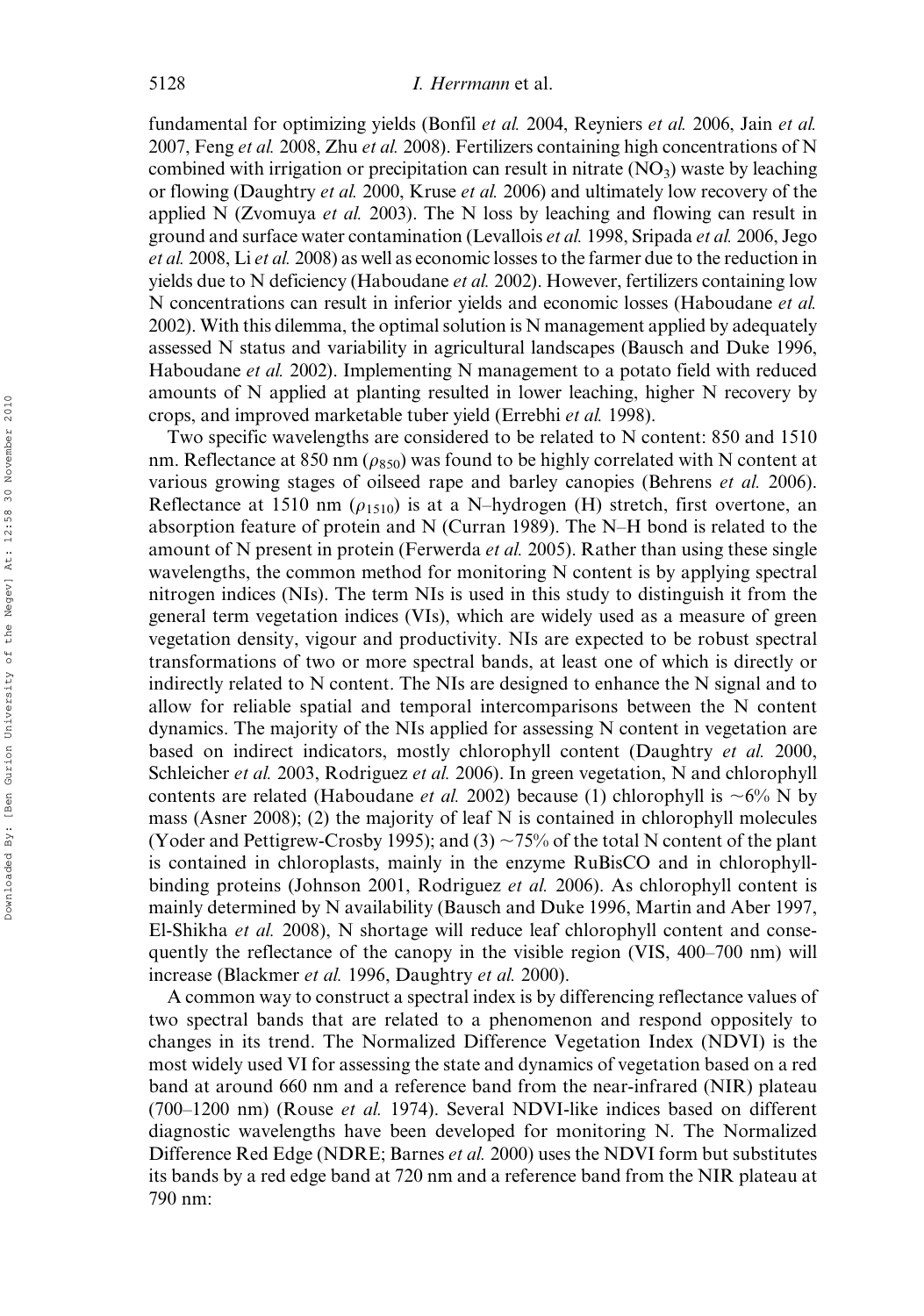fundamental for optimizing yields (Bonfil *et al.* 2004, Reyniers *et al.* 2006, Jain *et al.* 2007, Feng *et al.* 2008, Zhu *et al.* 2008). Fertilizers containing high concentrations of N combined with irrigation or precipitation can result in nitrate ($NO_3$) waste by leaching or flowing (Daughtry *et al.* 2000, Kruse *et al.* 2006) and ultimately low recovery of the applied N (Zvomuya *et al.* 2003). The N loss by leaching and flowing can result in ground and surface water contamination (Levallois *et al.* 1998, Sripada *et al.* 2006, Jego *et al.* 2008, Li *et al.* 2008) as well as economic losses to the farmer due to the reduction in yields due to N deficiency (Haboudane *et al.* 2002). However, fertilizers containing low N concentrations can result in inferior yields and economic losses (Haboudane *et al.* 2002). With this dilemma, the optimal solution is N management applied by adequately assessed N status and variability in agricultural landscapes (Bausch and Duke 1996, Haboudane *et al.* 2002). Implementing N management to a potato field with reduced amounts of N applied at planting resulted in lower leaching, higher N recovery by crops, and improved marketable tuber yield (Errebhi *et al.* 1998).

Two specific wavelengths are considered to be related to N content: 850 and 1510 nm. Reflectance at 850 nm ($\rho_{850}$) was found to be highly correlated with N content at various growing stages of oilseed rape and barley canopies (Behrens *et al.* 2006). Reflectance at 1510 nm ($\rho_{1510}$) is at a N–hydrogen (H) stretch, first overtone, an absorption feature of protein and N (Curran 1989). The N–H bond is related to the amount of N present in protein (Ferwerda *et al.* 2005). Rather than using these single wavelengths, the common method for monitoring N content is by applying spectral nitrogen indices (NIs). The term NIs is used in this study to distinguish it from the general term vegetation indices (VIs), which are widely used as a measure of green vegetation density, vigour and productivity. NIs are expected to be robust spectral transformations of two or more spectral bands, at least one of which is directly or indirectly related to N content. The NIs are designed to enhance the N signal and to allow for reliable spatial and temporal intercomparisons between the N content dynamics. The majority of the NIs applied for assessing N content in vegetation are based on indirect indicators, mostly chlorophyll content (Daughtry *et al.* 2000, Schleicher *et al.* 2003, Rodriguez *et al.* 2006). In green vegetation, N and chlorophyll contents are related (Haboudane *et al.* 2002) because (1) chlorophyll is ~6% N by mass (Asner 2008); (2) the majority of leaf N is contained in chlorophyll molecules (Yoder and Pettigrew-Crosby 1995); and (3) ~75% of the total N content of the plant is contained in chloroplasts, mainly in the enzyme RuBisCO and in chlorophyll-binding proteins (Johnson 2001, Rodriguez *et al.* 2006). As chlorophyll content is mainly determined by N availability (Bausch and Duke 1996, Martin and Aber 1997, El-Shikha *et al.* 2008), N shortage will reduce leaf chlorophyll content and consequently the reflectance of the canopy in the visible region (VIS, 400–700 nm) will increase (Blackmer *et al.* 1996, Daughtry *et al.* 2000).

A common way to construct a spectral index is by differencing reflectance values of two spectral bands that are related to a phenomenon and respond oppositely to changes in its trend. The Normalized Difference Vegetation Index (NDVI) is the most widely used VI for assessing the state and dynamics of vegetation based on a red band at around 660 nm and a reference band from the near-infrared (NIR) plateau (700–1200 nm) (Rouse *et al.* 1974). Several NDVI-like indices based on different diagnostic wavelengths have been developed for monitoring N. The Normalized Difference Red Edge (NDRE; Barnes *et al.* 2000) uses the NDVI form but substitutes its bands by a red edge band at 720 nm and a reference band from the NIR plateau at 790 nm: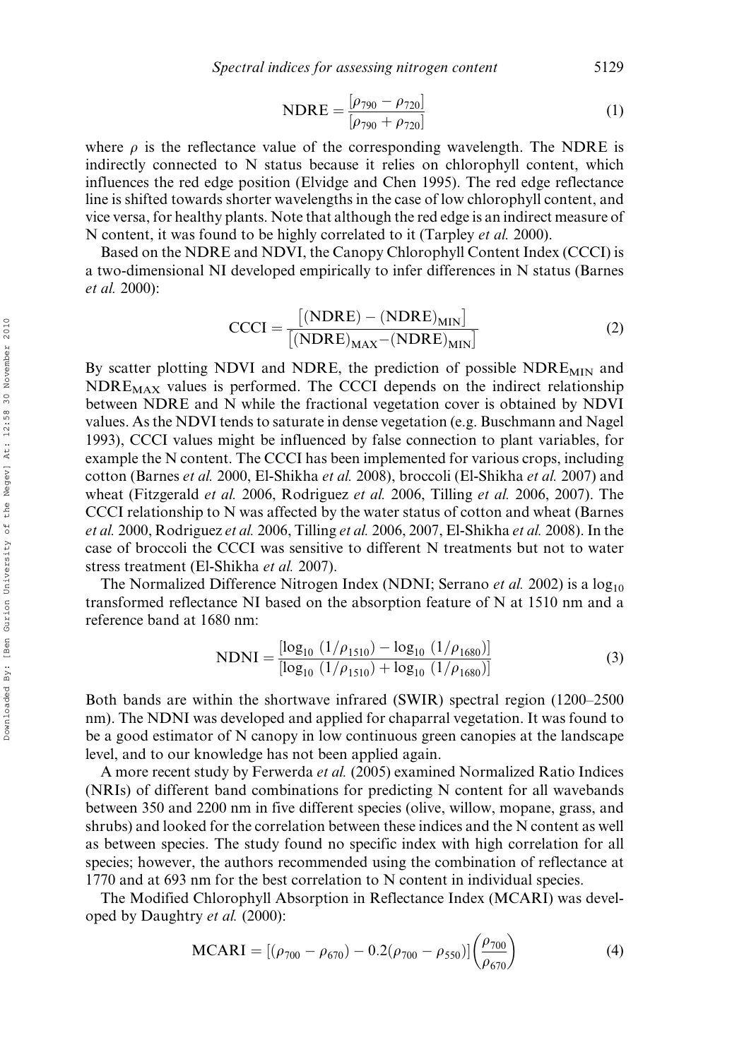$$\text{NDRE} = \frac{[\rho_{790} - \rho_{720}]}{[\rho_{790} + \rho_{720}]} \tag{1}$$

where $\rho$ is the reflectance value of the corresponding wavelength. The NDRE is indirectly connected to N status because it relies on chlorophyll content, which influences the red edge position (Elvidge and Chen 1995). The red edge reflectance line is shifted towards shorter wavelengths in the case of low chlorophyll content, and vice versa, for healthy plants. Note that although the red edge is an indirect measure of N content, it was found to be highly correlated to it (Tarpley *et al.* 2000).

Based on the NDRE and NDVI, the Canopy Chlorophyll Content Index (CCCI) is a two-dimensional NI developed empirically to infer differences in N status (Barnes *et al.* 2000):

$$\text{CCCI} = \frac{[(\text{NDRE}) - (\text{NDRE})_{\text{MIN}}]}{[(\text{NDRE})_{\text{MAX}} - (\text{NDRE})_{\text{MIN}}]} \tag{2}$$

By scatter plotting NDVI and NDRE, the prediction of possible $\text{NDRE}_{\text{MIN}}$ and $\text{NDRE}_{\text{MAX}}$ values is performed. The CCCI depends on the indirect relationship between NDRE and N while the fractional vegetation cover is obtained by NDVI values. As the NDVI tends to saturate in dense vegetation (e.g. Buschmann and Nagel 1993), CCCI values might be influenced by false connection to plant variables, for example the N content. The CCCI has been implemented for various crops, including cotton (Barnes *et al.* 2000, El-Shikha *et al.* 2008), broccoli (El-Shikha *et al.* 2007) and wheat (Fitzgerald *et al.* 2006, Rodriguez *et al.* 2006, Tilling *et al.* 2006, 2007). The CCCI relationship to N was affected by the water status of cotton and wheat (Barnes *et al.* 2000, Rodriguez *et al.* 2006, Tilling *et al.* 2006, 2007, El-Shikha *et al.* 2008). In the case of broccoli the CCCI was sensitive to different N treatments but not to water stress treatment (El-Shikha *et al.* 2007).

The Normalized Difference Nitrogen Index (NDNI; Serrano *et al.* 2002) is a $\log_{10}$ transformed reflectance NI based on the absorption feature of N at 1510 nm and a reference band at 1680 nm:

$$\text{NDNI} = \frac{[\log_{10}(1/\rho_{1510}) - \log_{10}(1/\rho_{1680})]}{[\log_{10}(1/\rho_{1510}) + \log_{10}(1/\rho_{1680})]} \tag{3}$$

Both bands are within the shortwave infrared (SWIR) spectral region (1200–2500 nm). The NDNI was developed and applied for chaparral vegetation. It was found to be a good estimator of N canopy in low continuous green canopies at the landscape level, and to our knowledge has not been applied again.

A more recent study by Ferwerda *et al.* (2005) examined Normalized Ratio Indices (NRIs) of different band combinations for predicting N content for all wavebands between 350 and 2200 nm in five different species (olive, willow, mopane, grass, and shrubs) and looked for the correlation between these indices and the N content as well as between species. The study found no specific index with high correlation for all species; however, the authors recommended using the combination of reflectance at 1770 and at 693 nm for the best correlation to N content in individual species.

The Modified Chlorophyll Absorption in Reflectance Index (MCARI) was developed by Daughtry *et al.* (2000):

$$\text{MCARI} = [(\rho_{700} - \rho_{670}) - 0.2(\rho_{700} - \rho_{550})]\left(\frac{\rho_{700}}{\rho_{670}}\right) \tag{4}$$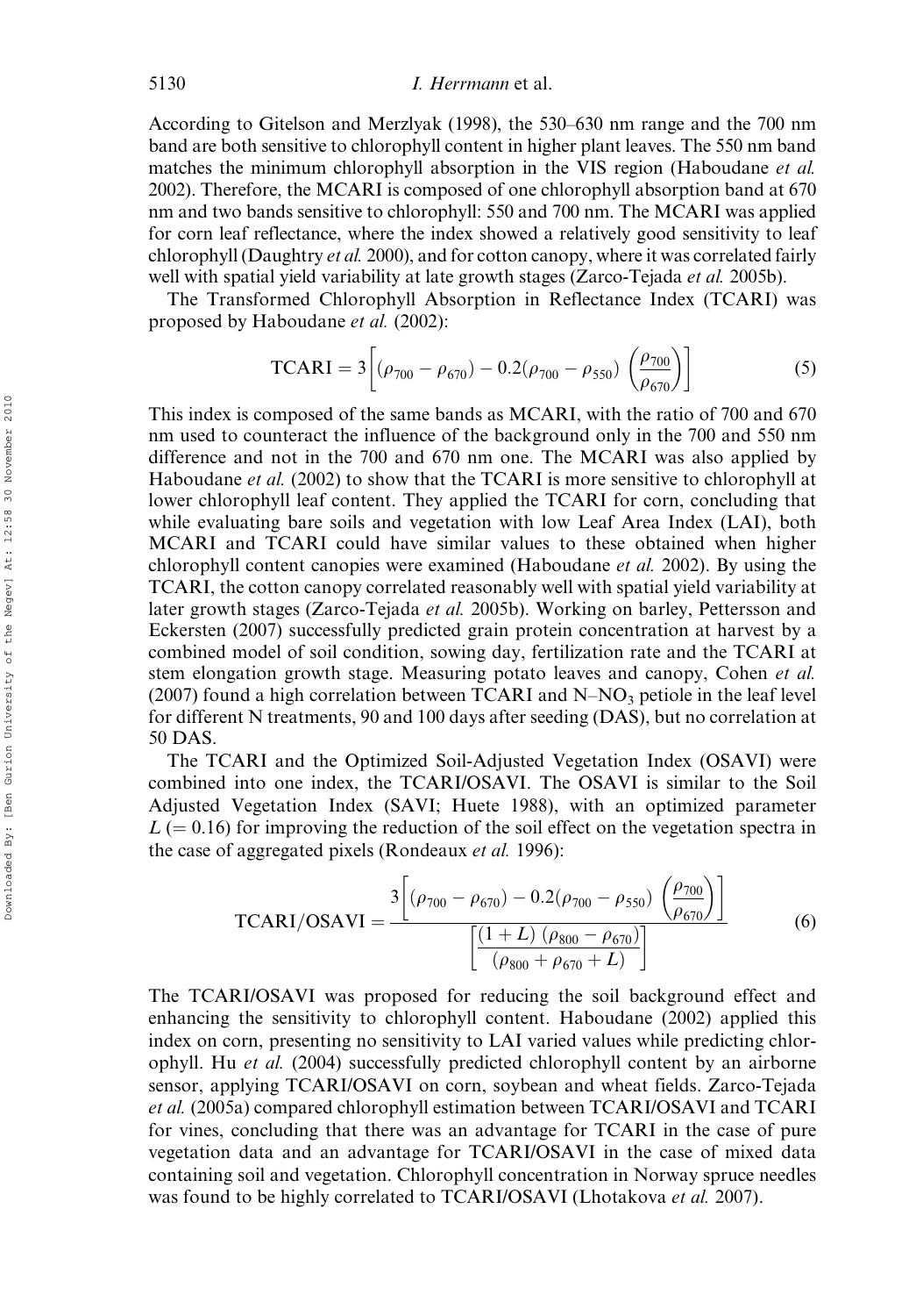According to Gitelson and Merzlyak (1998), the 530–630 nm range and the 700 nm band are both sensitive to chlorophyll content in higher plant leaves. The 550 nm band matches the minimum chlorophyll absorption in the VIS region (Haboudane *et al.* 2002). Therefore, the MCARI is composed of one chlorophyll absorption band at 670 nm and two bands sensitive to chlorophyll: 550 and 700 nm. The MCARI was applied for corn leaf reflectance, where the index showed a relatively good sensitivity to leaf chlorophyll (Daughtry *et al.* 2000), and for cotton canopy, where it was correlated fairly well with spatial yield variability at late growth stages (Zarco-Tejada *et al.* 2005b).

The Transformed Chlorophyll Absorption in Reflectance Index (TCARI) was proposed by Haboudane *et al.* (2002):

$$\text{TCARI} = 3\left[(\rho_{700} - \rho_{670}) - 0.2(\rho_{700} - \rho_{550})\left(\frac{\rho_{700}}{\rho_{670}}\right)\right] \tag{5}$$

This index is composed of the same bands as MCARI, with the ratio of 700 and 670 nm used to counteract the influence of the background only in the 700 and 550 nm difference and not in the 700 and 670 nm one. The MCARI was also applied by Haboudane *et al.* (2002) to show that the TCARI is more sensitive to chlorophyll at lower chlorophyll leaf content. They applied the TCARI for corn, concluding that while evaluating bare soils and vegetation with low Leaf Area Index (LAI), both MCARI and TCARI could have similar values to these obtained when higher chlorophyll content canopies were examined (Haboudane *et al.* 2002). By using the TCARI, the cotton canopy correlated reasonably well with spatial yield variability at later growth stages (Zarco-Tejada *et al.* 2005b). Working on barley, Pettersson and Eckersten (2007) successfully predicted grain protein concentration at harvest by a combined model of soil condition, sowing day, fertilization rate and the TCARI at stem elongation growth stage. Measuring potato leaves and canopy, Cohen *et al.* (2007) found a high correlation between TCARI and N–$NO_3$ petiole in the leaf level for different N treatments, 90 and 100 days after seeding (DAS), but no correlation at 50 DAS.

The TCARI and the Optimized Soil-Adjusted Vegetation Index (OSAVI) were combined into one index, the TCARI/OSAVI. The OSAVI is similar to the Soil Adjusted Vegetation Index (SAVI; Huete 1988), with an optimized parameter $L$ (= 0.16) for improving the reduction of the soil effect on the vegetation spectra in the case of aggregated pixels (Rondeaux *et al.* 1996):

$$\text{TCARI/OSAVI} = \frac{3\left[(\rho_{700} - \rho_{670}) - 0.2(\rho_{700} - \rho_{550})\left(\frac{\rho_{700}}{\rho_{670}}\right)\right]}{\left[\frac{(1+L)(\rho_{800} - \rho_{670})}{(\rho_{800} + \rho_{670} + L)}\right]} \tag{6}$$

The TCARI/OSAVI was proposed for reducing the soil background effect and enhancing the sensitivity to chlorophyll content. Haboudane (2002) applied this index on corn, presenting no sensitivity to LAI varied values while predicting chlorophyll. Hu *et al.* (2004) successfully predicted chlorophyll content by an airborne sensor, applying TCARI/OSAVI on corn, soybean and wheat fields. Zarco-Tejada *et al.* (2005a) compared chlorophyll estimation between TCARI/OSAVI and TCARI for vines, concluding that there was an advantage for TCARI in the case of pure vegetation data and an advantage for TCARI/OSAVI in the case of mixed data containing soil and vegetation. Chlorophyll concentration in Norway spruce needles was found to be highly correlated to TCARI/OSAVI (Lhotakova *et al.* 2007).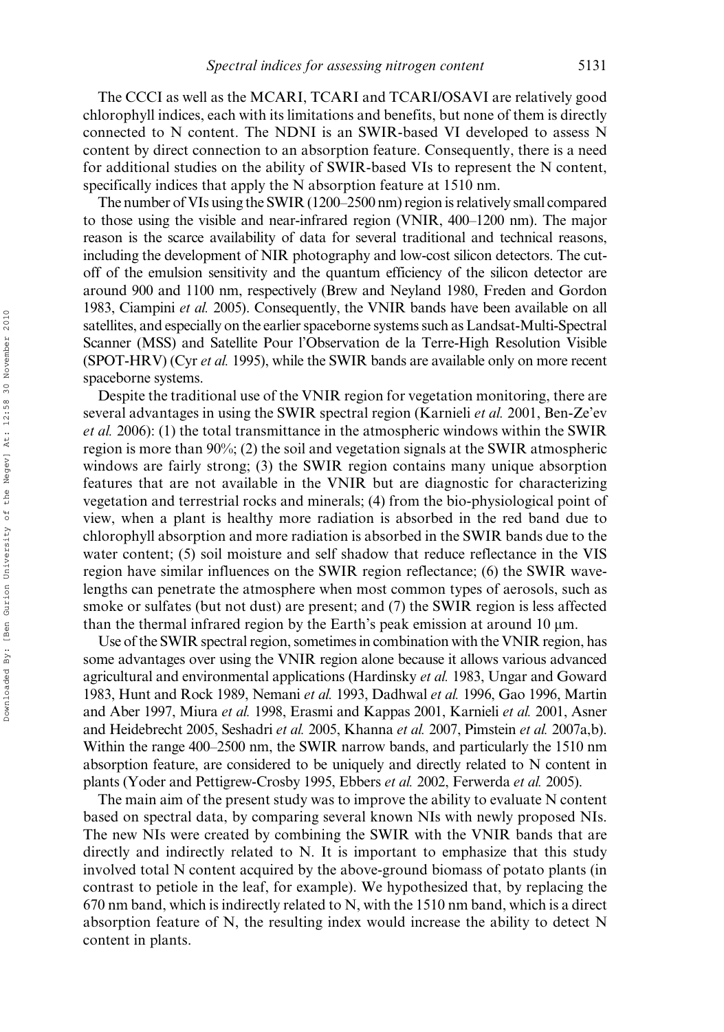The CCCI as well as the MCARI, TCARI and TCARI/OSAVI are relatively good chlorophyll indices, each with its limitations and benefits, but none of them is directly connected to N content. The NDNI is an SWIR-based VI developed to assess N content by direct connection to an absorption feature. Consequently, there is a need for additional studies on the ability of SWIR-based VIs to represent the N content, specifically indices that apply the N absorption feature at 1510 nm.

The number of VIs using the SWIR (1200–2500 nm) region is relatively small compared to those using the visible and near-infrared region (VNIR, 400–1200 nm). The major reason is the scarce availability of data for several traditional and technical reasons, including the development of NIR photography and low-cost silicon detectors. The cut-off of the emulsion sensitivity and the quantum efficiency of the silicon detector are around 900 and 1100 nm, respectively (Brew and Neyland 1980, Freden and Gordon 1983, Ciampini *et al.* 2005). Consequently, the VNIR bands have been available on all satellites, and especially on the earlier spaceborne systems such as Landsat-Multi-Spectral Scanner (MSS) and Satellite Pour l'Observation de la Terre-High Resolution Visible (SPOT-HRV) (Cyr *et al.* 1995), while the SWIR bands are available only on more recent spaceborne systems.

Despite the traditional use of the VNIR region for vegetation monitoring, there are several advantages in using the SWIR spectral region (Karnieli *et al.* 2001, Ben-Ze'ev *et al.* 2006): (1) the total transmittance in the atmospheric windows within the SWIR region is more than 90%; (2) the soil and vegetation signals at the SWIR atmospheric windows are fairly strong; (3) the SWIR region contains many unique absorption features that are not available in the VNIR but are diagnostic for characterizing vegetation and terrestrial rocks and minerals; (4) from the bio-physiological point of view, when a plant is healthy more radiation is absorbed in the red band due to chlorophyll absorption and more radiation is absorbed in the SWIR bands due to the water content; (5) soil moisture and self shadow that reduce reflectance in the VIS region have similar influences on the SWIR region reflectance; (6) the SWIR wavelengths can penetrate the atmosphere when most common types of aerosols, such as smoke or sulfates (but not dust) are present; and (7) the SWIR region is less affected than the thermal infrared region by the Earth's peak emission at around 10 μm.

Use of the SWIR spectral region, sometimes in combination with the VNIR region, has some advantages over using the VNIR region alone because it allows various advanced agricultural and environmental applications (Hardinsky *et al.* 1983, Ungar and Goward 1983, Hunt and Rock 1989, Nemani *et al.* 1993, Dadhwal *et al.* 1996, Gao 1996, Martin and Aber 1997, Miura *et al.* 1998, Erasmi and Kappas 2001, Karnieli *et al.* 2001, Asner and Heidebrecht 2005, Seshadri *et al.* 2005, Khanna *et al.* 2007, Pimstein *et al.* 2007a,b). Within the range 400–2500 nm, the SWIR narrow bands, and particularly the 1510 nm absorption feature, are considered to be uniquely and directly related to N content in plants (Yoder and Pettigrew-Crosby 1995, Ebbers *et al.* 2002, Ferwerda *et al.* 2005).

The main aim of the present study was to improve the ability to evaluate N content based on spectral data, by comparing several known NIs with newly proposed NIs. The new NIs were created by combining the SWIR with the VNIR bands that are directly and indirectly related to N. It is important to emphasize that this study involved total N content acquired by the above-ground biomass of potato plants (in contrast to petiole in the leaf, for example). We hypothesized that, by replacing the 670 nm band, which is indirectly related to N, with the 1510 nm band, which is a direct absorption feature of N, the resulting index would increase the ability to detect N content in plants.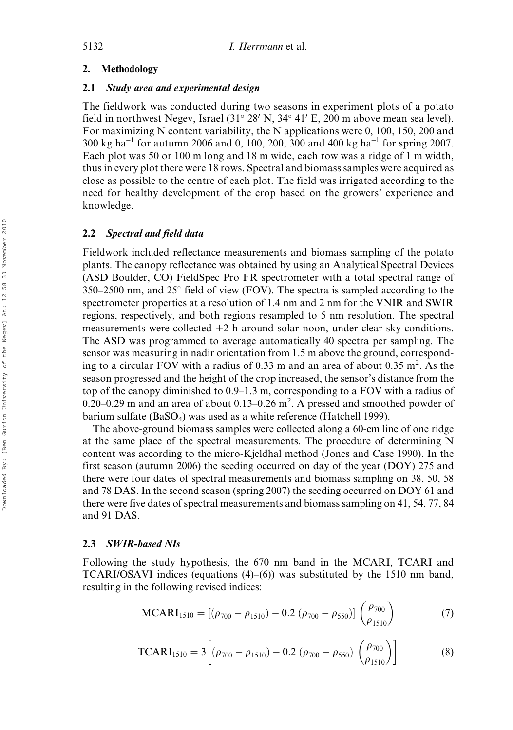## 2. Methodology

### 2.1 *Study area and experimental design*

The fieldwork was conducted during two seasons in experiment plots of a potato field in northwest Negev, Israel (31° 28′ N, 34° 41′ E, 200 m above mean sea level). For maximizing N content variability, the N applications were 0, 100, 150, 200 and 300 kg $ha^{-1}$ for autumn 2006 and 0, 100, 200, 300 and 400 kg $ha^{-1}$ for spring 2007. Each plot was 50 or 100 m long and 18 m wide, each row was a ridge of 1 m width, thus in every plot there were 18 rows. Spectral and biomass samples were acquired as close as possible to the centre of each plot. The field was irrigated according to the need for healthy development of the crop based on the growers' experience and knowledge.

### 2.2 *Spectral and field data*

Fieldwork included reflectance measurements and biomass sampling of the potato plants. The canopy reflectance was obtained by using an Analytical Spectral Devices (ASD Boulder, CO) FieldSpec Pro FR spectrometer with a total spectral range of 350–2500 nm, and 25° field of view (FOV). The spectra is sampled according to the spectrometer properties at a resolution of 1.4 nm and 2 nm for the VNIR and SWIR regions, respectively, and both regions resampled to 5 nm resolution. The spectral measurements were collected ±2 h around solar noon, under clear-sky conditions. The ASD was programmed to average automatically 40 spectra per sampling. The sensor was measuring in nadir orientation from 1.5 m above the ground, corresponding to a circular FOV with a radius of 0.33 m and an area of about 0.35 $m^2$. As the season progressed and the height of the crop increased, the sensor's distance from the top of the canopy diminished to 0.9–1.3 m, corresponding to a FOV with a radius of 0.20–0.29 m and an area of about 0.13–0.26 $m^2$. A pressed and smoothed powder of barium sulfate ($BaSO_4$) was used as a white reference (Hatchell 1999).

The above-ground biomass samples were collected along a 60-cm line of one ridge at the same place of the spectral measurements. The procedure of determining N content was according to the micro-Kjeldhal method (Jones and Case 1990). In the first season (autumn 2006) the seeding occurred on day of the year (DOY) 275 and there were four dates of spectral measurements and biomass sampling on 38, 50, 58 and 78 DAS. In the second season (spring 2007) the seeding occurred on DOY 61 and there were five dates of spectral measurements and biomass sampling on 41, 54, 77, 84 and 91 DAS.

### 2.3 *SWIR-based NIs*

Following the study hypothesis, the 670 nm band in the MCARI, TCARI and TCARI/OSAVI indices (equations (4)–(6)) was substituted by the 1510 nm band, resulting in the following revised indices:

$$\mathrm{MCARI}_{1510} = [(\rho_{700} - \rho_{1510}) - 0.2\,(\rho_{700} - \rho_{550})]\left(\frac{\rho_{700}}{\rho_{1510}}\right) \tag{7}$$

$$\mathrm{TCARI}_{1510} = 3\left[(\rho_{700} - \rho_{1510}) - 0.2\,(\rho_{700} - \rho_{550})\left(\frac{\rho_{700}}{\rho_{1510}}\right)\right] \tag{8}$$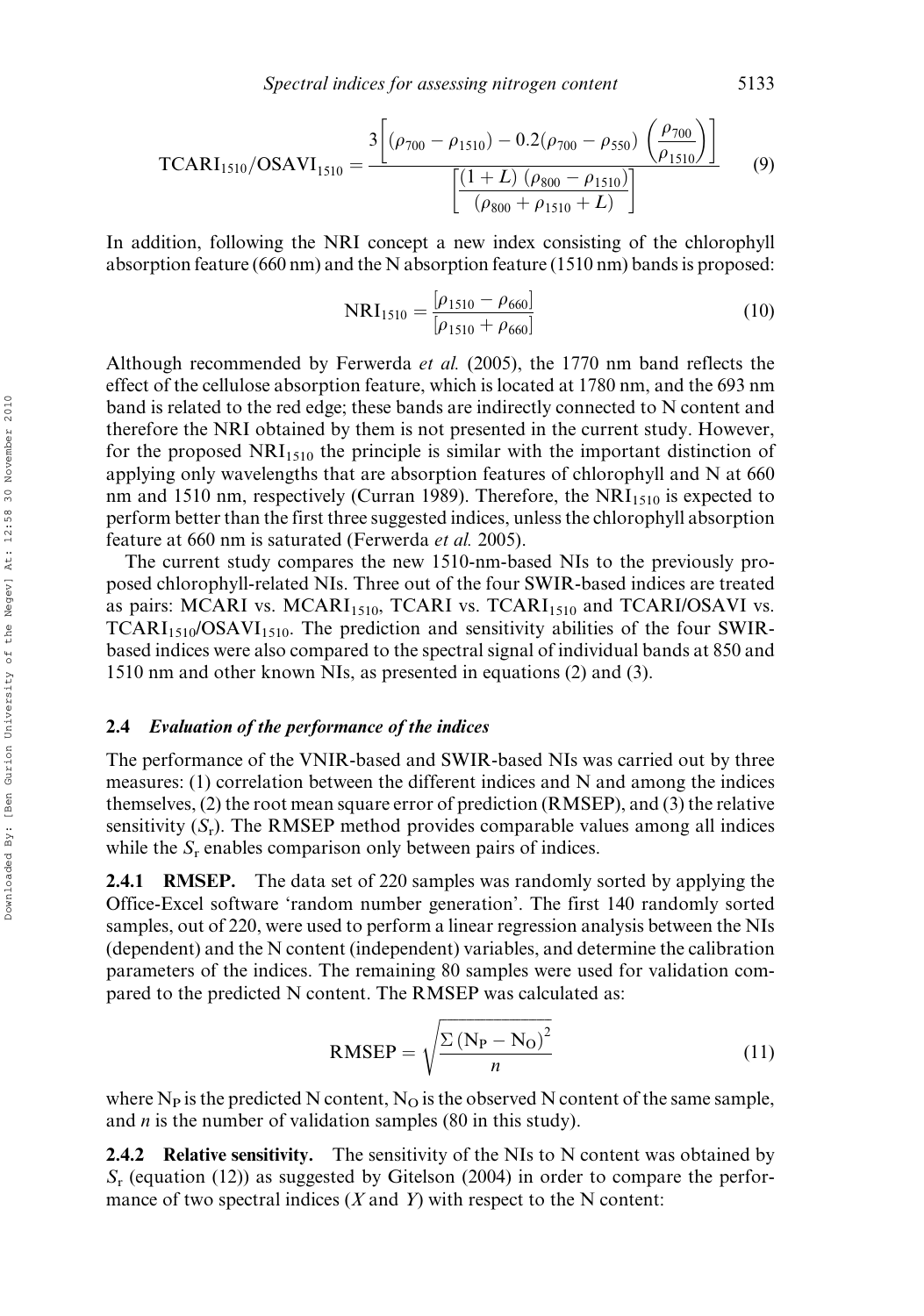$$\mathrm{TCARI_{1510}/OSAVI_{1510}} = \frac{3\left[(\rho_{700} - \rho_{1510}) - 0.2(\rho_{700} - \rho_{550})\left(\dfrac{\rho_{700}}{\rho_{1510}}\right)\right]}{\left[\dfrac{(1+L)\,(\rho_{800} - \rho_{1510})}{(\rho_{800} + \rho_{1510} + L)}\right]} \tag{9}$$

In addition, following the NRI concept a new index consisting of the chlorophyll absorption feature (660 nm) and the N absorption feature (1510 nm) bands is proposed:

$$\mathrm{NRI_{1510}} = \frac{[\rho_{1510} - \rho_{660}]}{[\rho_{1510} + \rho_{660}]} \tag{10}$$

Although recommended by Ferwerda *et al.* (2005), the 1770 nm band reflects the effect of the cellulose absorption feature, which is located at 1780 nm, and the 693 nm band is related to the red edge; these bands are indirectly connected to N content and therefore the NRI obtained by them is not presented in the current study. However, for the proposed $\mathrm{NRI_{1510}}$ the principle is similar with the important distinction of applying only wavelengths that are absorption features of chlorophyll and N at 660 nm and 1510 nm, respectively (Curran 1989). Therefore, the $\mathrm{NRI_{1510}}$ is expected to perform better than the first three suggested indices, unless the chlorophyll absorption feature at 660 nm is saturated (Ferwerda *et al.* 2005).

The current study compares the new 1510-nm-based NIs to the previously proposed chlorophyll-related NIs. Three out of the four SWIR-based indices are treated as pairs: MCARI vs. $\mathrm{MCARI_{1510}}$, TCARI vs. $\mathrm{TCARI_{1510}}$ and TCARI/OSAVI vs. $\mathrm{TCARI_{1510}/OSAVI_{1510}}$. The prediction and sensitivity abilities of the four SWIR-based indices were also compared to the spectral signal of individual bands at 850 and 1510 nm and other known NIs, as presented in equations (2) and (3).

### 2.4 *Evaluation of the performance of the indices*

The performance of the VNIR-based and SWIR-based NIs was carried out by three measures: (1) correlation between the different indices and N and among the indices themselves, (2) the root mean square error of prediction (RMSEP), and (3) the relative sensitivity ($S_r$). The RMSEP method provides comparable values among all indices while the $S_r$ enables comparison only between pairs of indices.

**2.4.1 RMSEP.** The data set of 220 samples was randomly sorted by applying the Office-Excel software 'random number generation'. The first 140 randomly sorted samples, out of 220, were used to perform a linear regression analysis between the NIs (dependent) and the N content (independent) variables, and determine the calibration parameters of the indices. The remaining 80 samples were used for validation compared to the predicted N content. The RMSEP was calculated as:

$$\mathrm{RMSEP} = \sqrt{\frac{\Sigma\,(\mathrm{N_P} - \mathrm{N_O})^2}{n}} \tag{11}$$

where $\mathrm{N_P}$ is the predicted N content, $\mathrm{N_O}$ is the observed N content of the same sample, and $n$ is the number of validation samples (80 in this study).

**2.4.2 Relative sensitivity.** The sensitivity of the NIs to N content was obtained by $S_r$ (equation (12)) as suggested by Gitelson (2004) in order to compare the performance of two spectral indices ($X$ and $Y$) with respect to the N content: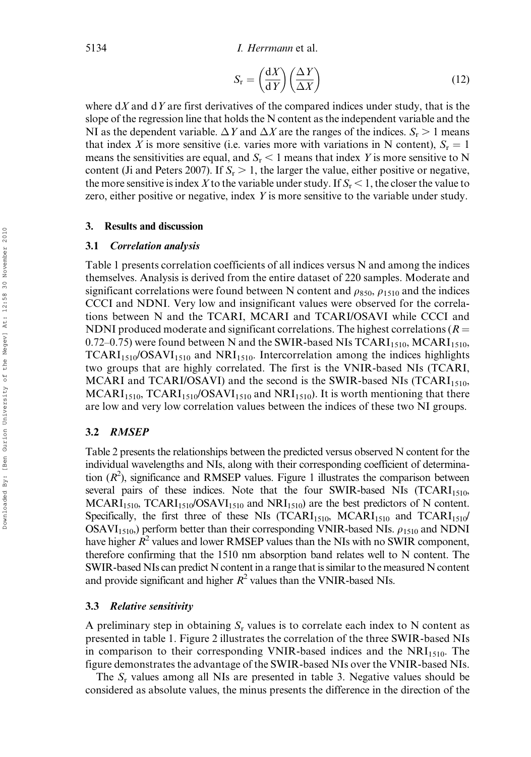$$S_r = \left(\frac{dX}{dY}\right)\left(\frac{\Delta Y}{\Delta X}\right) \tag{12}$$

where $dX$ and $dY$ are first derivatives of the compared indices under study, that is the slope of the regression line that holds the N content as the independent variable and the NI as the dependent variable. $\Delta Y$ and $\Delta X$ are the ranges of the indices. $S_r > 1$ means that index $X$ is more sensitive (i.e. varies more with variations in N content), $S_r = 1$ means the sensitivities are equal, and $S_r < 1$ means that index $Y$ is more sensitive to N content (Ji and Peters 2007). If $S_r > 1$, the larger the value, either positive or negative, the more sensitive is index $X$ to the variable under study. If $S_r < 1$, the closer the value to zero, either positive or negative, index $Y$ is more sensitive to the variable under study.

## 3. Results and discussion

### 3.1 *Correlation analysis*

Table 1 presents correlation coefficients of all indices versus N and among the indices themselves. Analysis is derived from the entire dataset of 220 samples. Moderate and significant correlations were found between N content and $\rho_{850}$, $\rho_{1510}$ and the indices CCCI and NDNI. Very low and insignificant values were observed for the correlations between N and the TCARI, MCARI and TCARI/OSAVI while CCCI and NDNI produced moderate and significant correlations. The highest correlations ($R = 0.72$–$0.75$) were found between N and the SWIR-based NIs $TCARI_{1510}$, $MCARI_{1510}$, $TCARI_{1510}/OSAVI_{1510}$ and $NRI_{1510}$. Intercorrelation among the indices highlights two groups that are highly correlated. The first is the VNIR-based NIs (TCARI, MCARI and TCARI/OSAVI) and the second is the SWIR-based NIs ($TCARI_{1510}$, $MCARI_{1510}$, $TCARI_{1510}/OSAVI_{1510}$ and $NRI_{1510}$). It is worth mentioning that there are low and very low correlation values between the indices of these two NI groups.

### 3.2 *RMSEP*

Table 2 presents the relationships between the predicted versus observed N content for the individual wavelengths and NIs, along with their corresponding coefficient of determination ($R^2$), significance and RMSEP values. Figure 1 illustrates the comparison between several pairs of these indices. Note that the four SWIR-based NIs ($TCARI_{1510}$, $MCARI_{1510}$, $TCARI_{1510}/OSAVI_{1510}$ and $NRI_{1510}$) are the best predictors of N content. Specifically, the first three of these NIs ($TCARI_{1510}$, $MCARI_{1510}$ and $TCARI_{1510}/OSAVI_{1510}$,) perform better than their corresponding VNIR-based NIs. $\rho_{1510}$ and NDNI have higher $R^2$ values and lower RMSEP values than the NIs with no SWIR component, therefore confirming that the 1510 nm absorption band relates well to N content. The SWIR-based NIs can predict N content in a range that is similar to the measured N content and provide significant and higher $R^2$ values than the VNIR-based NIs.

### 3.3 *Relative sensitivity*

A preliminary step in obtaining $S_r$ values is to correlate each index to N content as presented in table 1. Figure 2 illustrates the correlation of the three SWIR-based NIs in comparison to their corresponding VNIR-based indices and the $NRI_{1510}$. The figure demonstrates the advantage of the SWIR-based NIs over the VNIR-based NIs.

The $S_r$ values among all NIs are presented in table 3. Negative values should be considered as absolute values, the minus presents the difference in the direction of the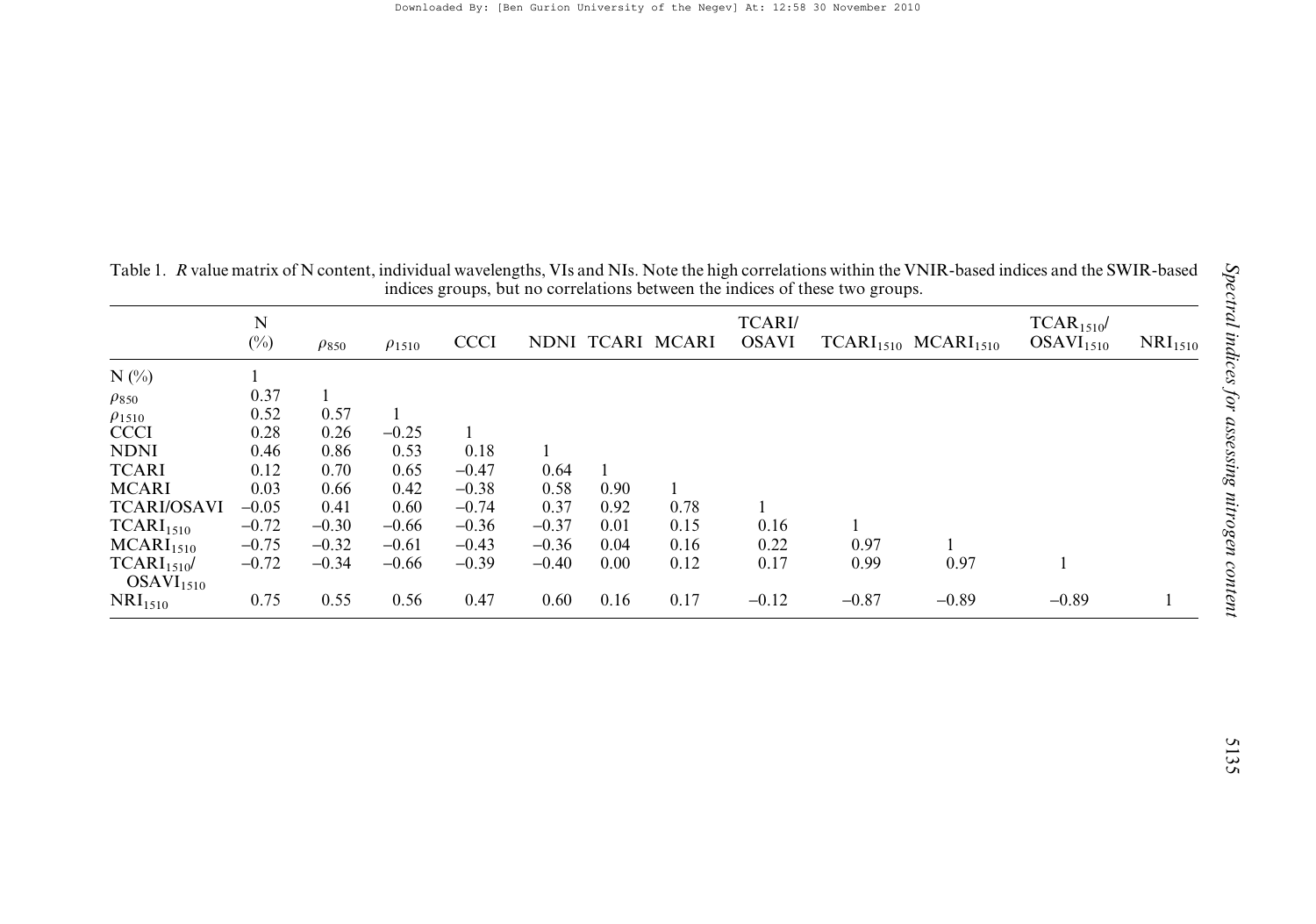Table 1. *R* value matrix of N content, individual wavelengths, VIs and NIs. Note the high correlations within the VNIR-based indices and the SWIR-based indices groups, but no correlations between the indices of these two groups.

| | N (%) | $\rho_{850}$ | $\rho_{1510}$ | CCCI | NDNI | TCARI | MCARI | TCARI/ OSAVI | $TCARI_{1510}$ | $MCARI_{1510}$ | $TCAR_{1510}$/ $OSAVI_{1510}$ | $NRI_{1510}$ |
|---|---|---|---|---|---|---|---|---|---|---|---|---|
| N (%) | 1 | | | | | | | | | | | |
| $\rho_{850}$ | 0.37 | 1 | | | | | | | | | | |
| $\rho_{1510}$ | 0.52 | 0.57 | 1 | | | | | | | | | |
| CCCI | 0.28 | 0.26 | −0.25 | 1 | | | | | | | | |
| NDNI | 0.46 | 0.86 | 0.53 | 0.18 | 1 | | | | | | | |
| TCARI | 0.12 | 0.70 | 0.65 | −0.47 | 0.64 | 1 | | | | | | |
| MCARI | 0.03 | 0.66 | 0.42 | −0.38 | 0.58 | 0.90 | 1 | | | | | |
| TCARI/OSAVI | −0.05 | 0.41 | 0.60 | −0.74 | 0.37 | 0.92 | 0.78 | 1 | | | | |
| $TCARI_{1510}$ | −0.72 | −0.30 | −0.66 | −0.36 | −0.37 | 0.01 | 0.15 | 0.16 | 1 | | | |
| $MCARI_{1510}$ | −0.75 | −0.32 | −0.61 | −0.43 | −0.36 | 0.04 | 0.16 | 0.22 | 0.97 | 1 | | |
| $TCARI_{1510}$/ $OSAVI_{1510}$ | −0.72 | −0.34 | −0.66 | −0.39 | −0.40 | 0.00 | 0.12 | 0.17 | 0.99 | 0.97 | 1 | |
| $NRI_{1510}$ | 0.75 | 0.55 | 0.56 | 0.47 | 0.60 | 0.16 | 0.17 | −0.12 | −0.87 | −0.89 | −0.89 | 1 |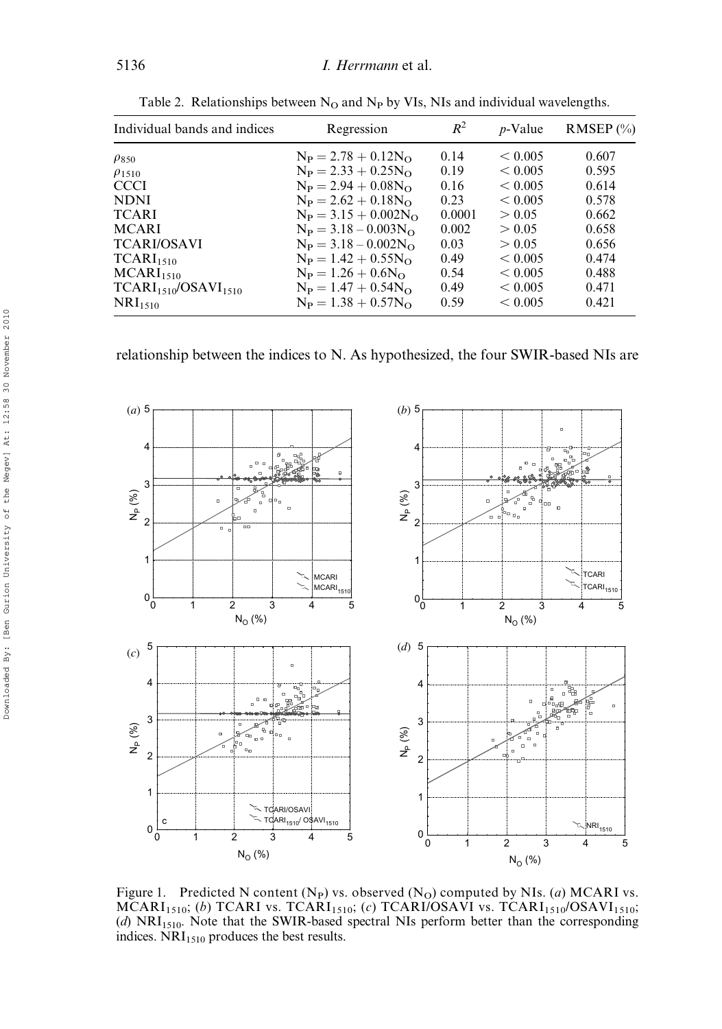Table 2. Relationships between $N_O$ and $N_P$ by VIs, NIs and individual wavelengths.

| Individual bands and indices | Regression | $R^2$ | $p$-Value | RMSEP (%) |
|---|---|---|---|---|
| $\rho_{850}$ | $N_P = 2.78 + 0.12N_O$ | 0.14 | $< 0.005$ | 0.607 |
| $\rho_{1510}$ | $N_P = 2.33 + 0.25N_O$ | 0.19 | $< 0.005$ | 0.595 |
| CCCI | $N_P = 2.94 + 0.08N_O$ | 0.16 | $< 0.005$ | 0.614 |
| NDNI | $N_P = 2.62 + 0.18N_O$ | 0.23 | $< 0.005$ | 0.578 |
| TCARI | $N_P = 3.15 + 0.002N_O$ | 0.0001 | $> 0.05$ | 0.662 |
| MCARI | $N_P = 3.18 - 0.003N_O$ | 0.002 | $> 0.05$ | 0.658 |
| TCARI/OSAVI | $N_P = 3.18 - 0.002N_O$ | 0.03 | $> 0.05$ | 0.656 |
| $TCARI_{1510}$ | $N_P = 1.42 + 0.55N_O$ | 0.49 | $< 0.005$ | 0.474 |
| $MCARI_{1510}$ | $N_P = 1.26 + 0.6N_O$ | 0.54 | $< 0.005$ | 0.488 |
| $TCARI_{1510}/OSAVI_{1510}$ | $N_P = 1.47 + 0.54N_O$ | 0.49 | $< 0.005$ | 0.471 |
| $NRI_{1510}$ | $N_P = 1.38 + 0.57N_O$ | 0.59 | $< 0.005$ | 0.421 |

relationship between the indices to N. As hypothesized, the four SWIR-based NIs are

Figure 1. Predicted N content ($N_P$) vs. observed ($N_O$) computed by NIs. (*a*) MCARI vs. $MCARI_{1510}$; (*b*) TCARI vs. $TCARI_{1510}$; (*c*) TCARI/OSAVI vs. $TCARI_{1510}/OSAVI_{1510}$; (*d*) $NRI_{1510}$. Note that the SWIR-based spectral NIs perform better than the corresponding indices. $NRI_{1510}$ produces the best results.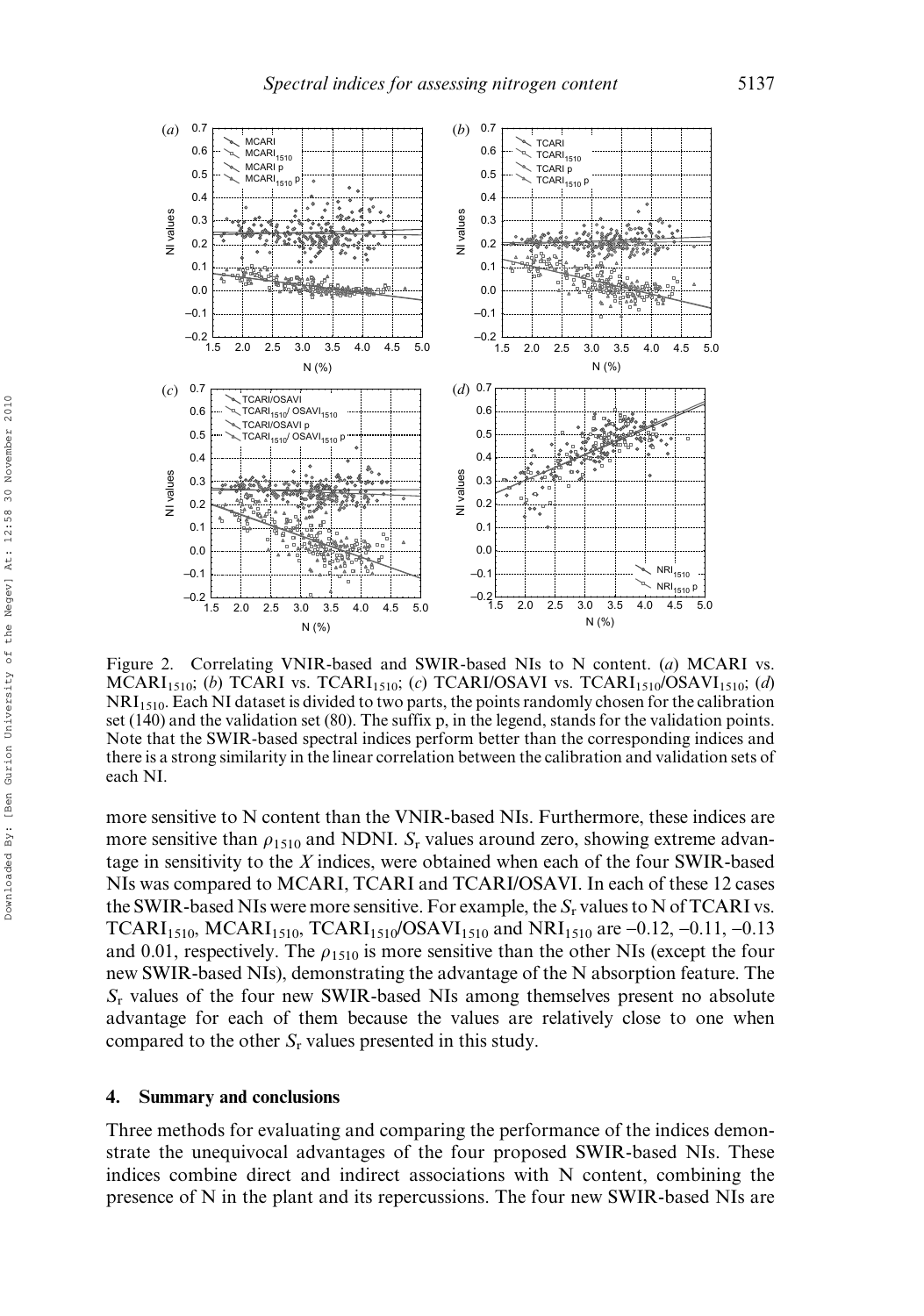Figure 2. Correlating VNIR-based and SWIR-based NIs to N content. (*a*) MCARI vs. $MCARI_{1510}$; (*b*) TCARI vs. $TCARI_{1510}$; (*c*) TCARI/OSAVI vs. $TCARI_{1510}$/$OSAVI_{1510}$; (*d*) $NRI_{1510}$. Each NI dataset is divided to two parts, the points randomly chosen for the calibration set (140) and the validation set (80). The suffix p, in the legend, stands for the validation points. Note that the SWIR-based spectral indices perform better than the corresponding indices and there is a strong similarity in the linear correlation between the calibration and validation sets of each NI.

more sensitive to N content than the VNIR-based NIs. Furthermore, these indices are more sensitive than $\rho_{1510}$ and NDNI. $S_r$ values around zero, showing extreme advantage in sensitivity to the $X$ indices, were obtained when each of the four SWIR-based NIs was compared to MCARI, TCARI and TCARI/OSAVI. In each of these 12 cases the SWIR-based NIs were more sensitive. For example, the $S_r$ values to N of TCARI vs. $TCARI_{1510}$, $MCARI_{1510}$, $TCARI_{1510}$/$OSAVI_{1510}$ and $NRI_{1510}$ are –0.12, –0.11, –0.13 and 0.01, respectively. The $\rho_{1510}$ is more sensitive than the other NIs (except the four new SWIR-based NIs), demonstrating the advantage of the N absorption feature. The $S_r$ values of the four new SWIR-based NIs among themselves present no absolute advantage for each of them because the values are relatively close to one when compared to the other $S_r$ values presented in this study.

## 4. Summary and conclusions

Three methods for evaluating and comparing the performance of the indices demonstrate the unequivocal advantages of the four proposed SWIR-based NIs. These indices combine direct and indirect associations with N content, combining the presence of N in the plant and its repercussions. The four new SWIR-based NIs are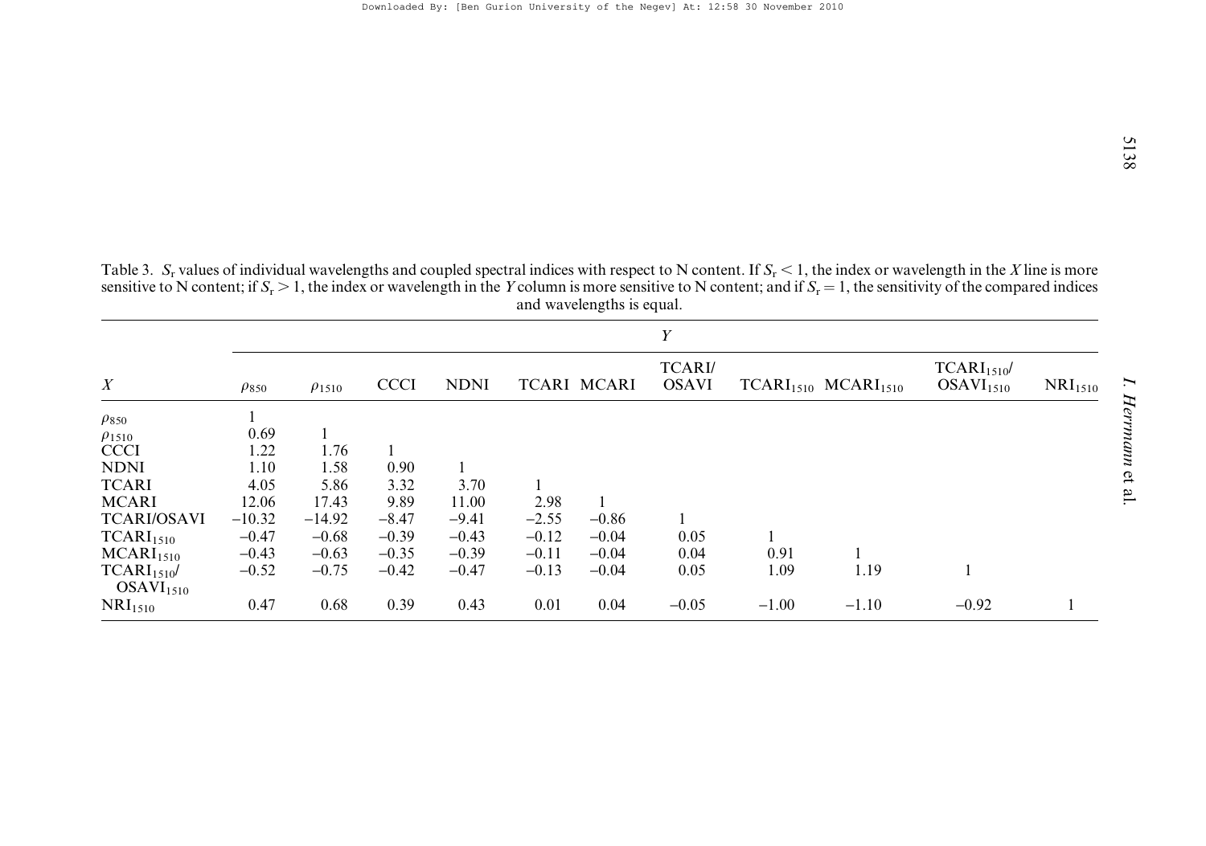Table 3. $S_r$ values of individual wavelengths and coupled spectral indices with respect to N content. If $S_r < 1$, the index or wavelength in the $X$ line is more sensitive to N content; if $S_r > 1$, the index or wavelength in the $Y$ column is more sensitive to N content; and if $S_r = 1$, the sensitivity of the compared indices and wavelengths is equal.

| | $Y$ | | | | | | | | | | |
|---|---|---|---|---|---|---|---|---|---|---|---|
| $X$ | $\rho_{850}$ | $\rho_{1510}$ | CCCI | NDNI | TCARI | MCARI | TCARI/OSAVI | $TCARI_{1510}$ | $MCARI_{1510}$ | $TCARI_{1510}$/$OSAVI_{1510}$ | $NRI_{1510}$ |
| $\rho_{850}$ | 1 | | | | | | | | | | |
| $\rho_{1510}$ | 0.69 | 1 | | | | | | | | | |
| CCCI | 1.22 | 1.76 | 1 | | | | | | | | |
| NDNI | 1.10 | 1.58 | 0.90 | 1 | | | | | | | |
| TCARI | 4.05 | 5.86 | 3.32 | 3.70 | 1 | | | | | | |
| MCARI | 12.06 | 17.43 | 9.89 | 11.00 | 2.98 | 1 | | | | | |
| TCARI/OSAVI | −10.32 | −14.92 | −8.47 | −9.41 | −2.55 | −0.86 | 1 | | | | |
| $TCARI_{1510}$ | −0.47 | −0.68 | −0.39 | −0.43 | −0.12 | −0.04 | 0.05 | 1 | | | |
| $MCARI_{1510}$ | −0.43 | −0.63 | −0.35 | −0.39 | −0.11 | −0.04 | 0.04 | 0.91 | 1 | | |
| $TCARI_{1510}$/$OSAVI_{1510}$ | −0.52 | −0.75 | −0.42 | −0.47 | −0.13 | −0.04 | 0.05 | 1.09 | 1.19 | 1 | |
| $NRI_{1510}$ | 0.47 | 0.68 | 0.39 | 0.43 | 0.01 | 0.04 | −0.05 | −1.00 | −1.10 | −0.92 | 1 |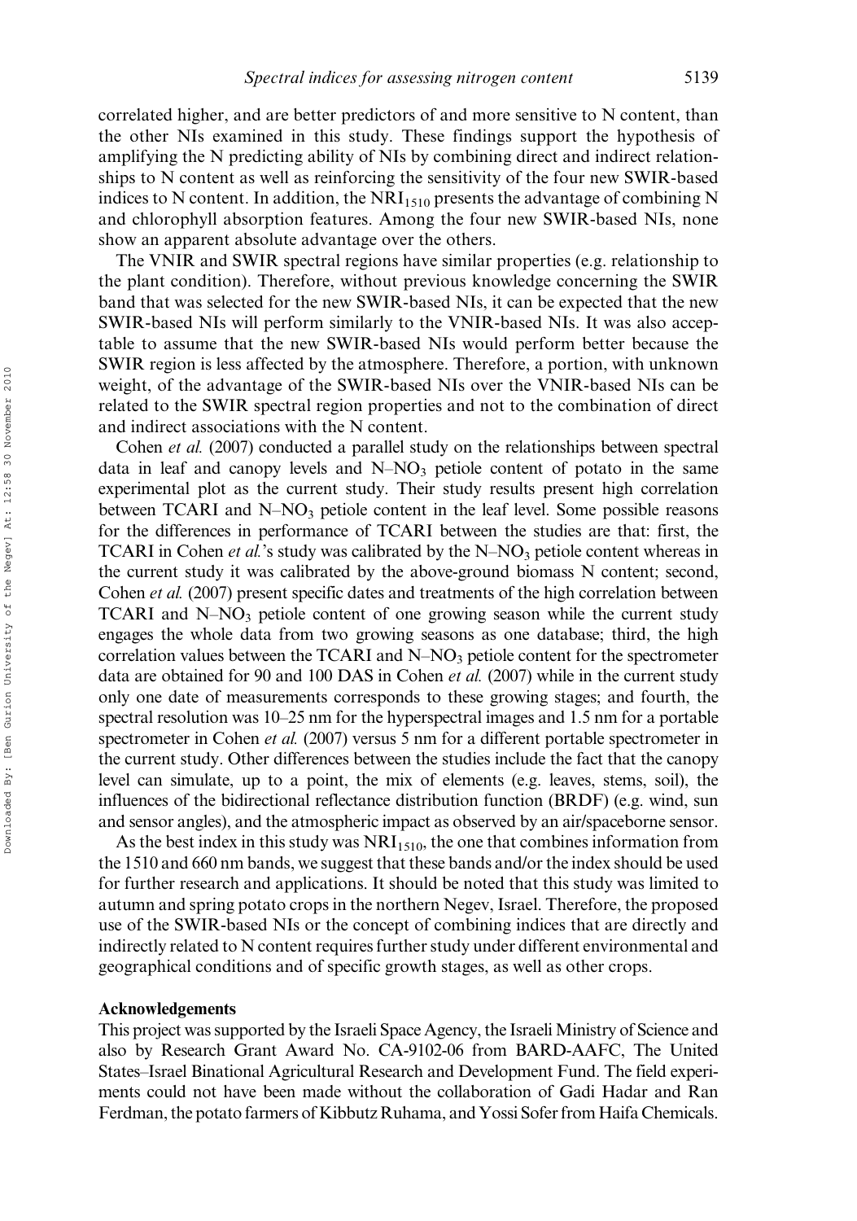correlated higher, and are better predictors of and more sensitive to N content, than the other NIs examined in this study. These findings support the hypothesis of amplifying the N predicting ability of NIs by combining direct and indirect relationships to N content as well as reinforcing the sensitivity of the four new SWIR-based indices to N content. In addition, the $NRI_{1510}$ presents the advantage of combining N and chlorophyll absorption features. Among the four new SWIR-based NIs, none show an apparent absolute advantage over the others.

The VNIR and SWIR spectral regions have similar properties (e.g. relationship to the plant condition). Therefore, without previous knowledge concerning the SWIR band that was selected for the new SWIR-based NIs, it can be expected that the new SWIR-based NIs will perform similarly to the VNIR-based NIs. It was also acceptable to assume that the new SWIR-based NIs would perform better because the SWIR region is less affected by the atmosphere. Therefore, a portion, with unknown weight, of the advantage of the SWIR-based NIs over the VNIR-based NIs can be related to the SWIR spectral region properties and not to the combination of direct and indirect associations with the N content.

Cohen *et al.* (2007) conducted a parallel study on the relationships between spectral data in leaf and canopy levels and N–$NO_3$ petiole content of potato in the same experimental plot as the current study. Their study results present high correlation between TCARI and N–$NO_3$ petiole content in the leaf level. Some possible reasons for the differences in performance of TCARI between the studies are that: first, the TCARI in Cohen *et al.*'s study was calibrated by the N–$NO_3$ petiole content whereas in the current study it was calibrated by the above-ground biomass N content; second, Cohen *et al.* (2007) present specific dates and treatments of the high correlation between TCARI and N–$NO_3$ petiole content of one growing season while the current study engages the whole data from two growing seasons as one database; third, the high correlation values between the TCARI and N–$NO_3$ petiole content for the spectrometer data are obtained for 90 and 100 DAS in Cohen *et al.* (2007) while in the current study only one date of measurements corresponds to these growing stages; and fourth, the spectral resolution was 10–25 nm for the hyperspectral images and 1.5 nm for a portable spectrometer in Cohen *et al.* (2007) versus 5 nm for a different portable spectrometer in the current study. Other differences between the studies include the fact that the canopy level can simulate, up to a point, the mix of elements (e.g. leaves, stems, soil), the influences of the bidirectional reflectance distribution function (BRDF) (e.g. wind, sun and sensor angles), and the atmospheric impact as observed by an air/spaceborne sensor.

As the best index in this study was $NRI_{1510}$, the one that combines information from the 1510 and 660 nm bands, we suggest that these bands and/or the index should be used for further research and applications. It should be noted that this study was limited to autumn and spring potato crops in the northern Negev, Israel. Therefore, the proposed use of the SWIR-based NIs or the concept of combining indices that are directly and indirectly related to N content requires further study under different environmental and geographical conditions and of specific growth stages, as well as other crops.

## Acknowledgements

This project was supported by the Israeli Space Agency, the Israeli Ministry of Science and also by Research Grant Award No. CA-9102-06 from BARD-AAFC, The United States–Israel Binational Agricultural Research and Development Fund. The field experiments could not have been made without the collaboration of Gadi Hadar and Ran Ferdman, the potato farmers of Kibbutz Ruhama, and Yossi Sofer from Haifa Chemicals.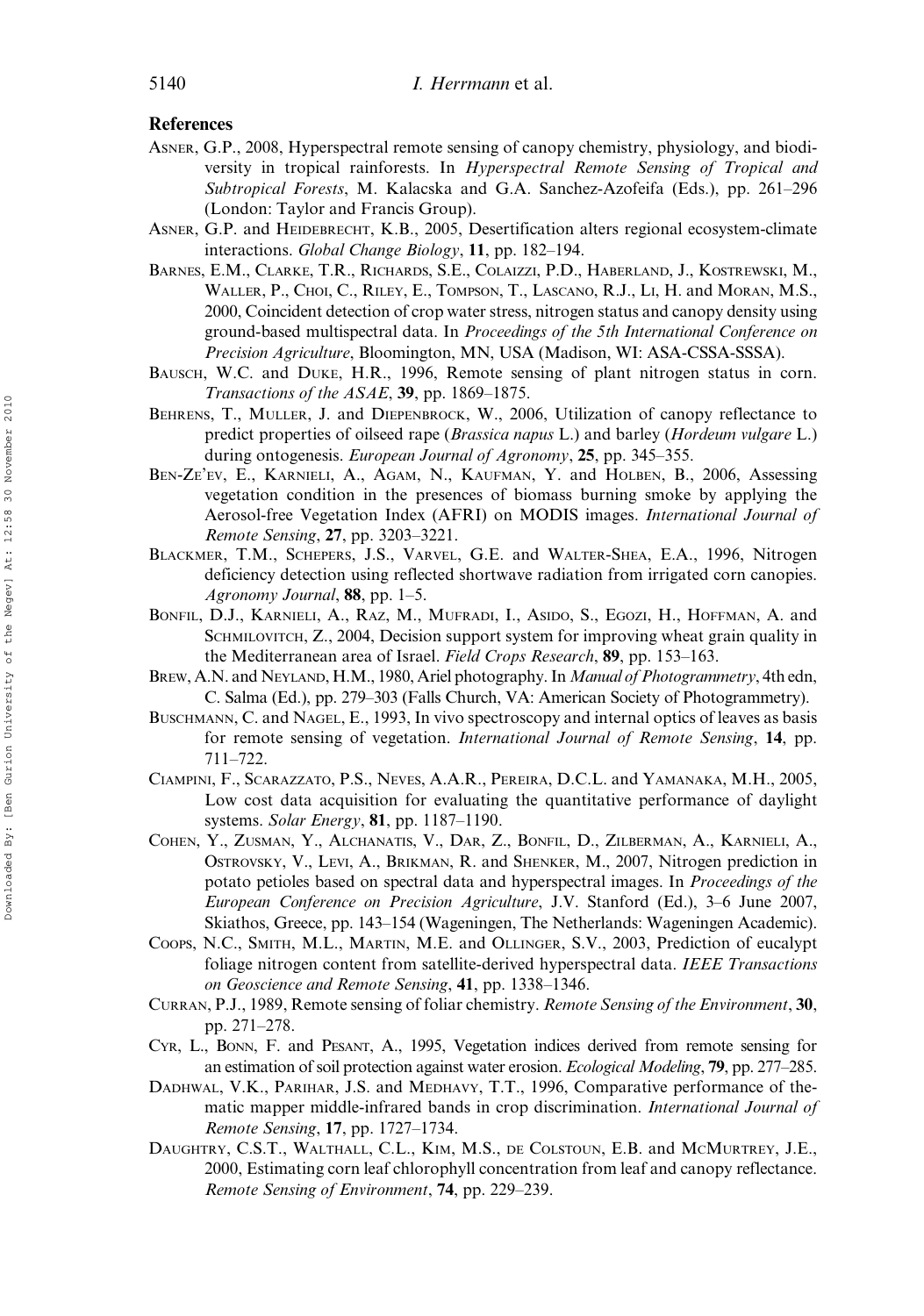## References

Asner, G.P., 2008, Hyperspectral remote sensing of canopy chemistry, physiology, and biodiversity in tropical rainforests. In *Hyperspectral Remote Sensing of Tropical and Subtropical Forests*, M. Kalacska and G.A. Sanchez-Azofeifa (Eds.), pp. 261–296 (London: Taylor and Francis Group).

Asner, G.P. and Heidebrecht, K.B., 2005, Desertification alters regional ecosystem-climate interactions. *Global Change Biology*, **11**, pp. 182–194.

Barnes, E.M., Clarke, T.R., Richards, S.E., Colaizzi, P.D., Haberland, J., Kostrewski, M., Waller, P., Choi, C., Riley, E., Tompson, T., Lascano, R.J., Li, H. and Moran, M.S., 2000, Coincident detection of crop water stress, nitrogen status and canopy density using ground-based multispectral data. In *Proceedings of the 5th International Conference on Precision Agriculture*, Bloomington, MN, USA (Madison, WI: ASA-CSSA-SSSA).

Bausch, W.C. and Duke, H.R., 1996, Remote sensing of plant nitrogen status in corn. *Transactions of the ASAE*, **39**, pp. 1869–1875.

Behrens, T., Muller, J. and Diepenbrock, W., 2006, Utilization of canopy reflectance to predict properties of oilseed rape (*Brassica napus* L.) and barley (*Hordeum vulgare* L.) during ontogenesis. *European Journal of Agronomy*, **25**, pp. 345–355.

Ben-Ze'ev, E., Karnieli, A., Agam, N., Kaufman, Y. and Holben, B., 2006, Assessing vegetation condition in the presences of biomass burning smoke by applying the Aerosol-free Vegetation Index (AFRI) on MODIS images. *International Journal of Remote Sensing*, **27**, pp. 3203–3221.

Blackmer, T.M., Schepers, J.S., Varvel, G.E. and Walter-Shea, E.A., 1996, Nitrogen deficiency detection using reflected shortwave radiation from irrigated corn canopies. *Agronomy Journal*, **88**, pp. 1–5.

Bonfil, D.J., Karnieli, A., Raz, M., Mufradi, I., Asido, S., Egozi, H., Hoffman, A. and Schmilovitch, Z., 2004, Decision support system for improving wheat grain quality in the Mediterranean area of Israel. *Field Crops Research*, **89**, pp. 153–163.

Brew, A.N. and Neyland, H.M., 1980, Ariel photography. In *Manual of Photogrammetry*, 4th edn, C. Salma (Ed.), pp. 279–303 (Falls Church, VA: American Society of Photogrammetry).

Buschmann, C. and Nagel, E., 1993, In vivo spectroscopy and internal optics of leaves as basis for remote sensing of vegetation. *International Journal of Remote Sensing*, **14**, pp. 711–722.

Ciampini, F., Scarazzato, P.S., Neves, A.A.R., Pereira, D.C.L. and Yamanaka, M.H., 2005, Low cost data acquisition for evaluating the quantitative performance of daylight systems. *Solar Energy*, **81**, pp. 1187–1190.

Cohen, Y., Zusman, Y., Alchanatis, V., Dar, Z., Bonfil, D., Zilberman, A., Karnieli, A., Ostrovsky, V., Levi, A., Brikman, R. and Shenker, M., 2007, Nitrogen prediction in potato petioles based on spectral data and hyperspectral images. In *Proceedings of the European Conference on Precision Agriculture*, J.V. Stanford (Ed.), 3–6 June 2007, Skiathos, Greece, pp. 143–154 (Wageningen, The Netherlands: Wageningen Academic).

Coops, N.C., Smith, M.L., Martin, M.E. and Ollinger, S.V., 2003, Prediction of eucalypt foliage nitrogen content from satellite-derived hyperspectral data. *IEEE Transactions on Geoscience and Remote Sensing*, **41**, pp. 1338–1346.

Curran, P.J., 1989, Remote sensing of foliar chemistry. *Remote Sensing of the Environment*, **30**, pp. 271–278.

Cyr, L., Bonn, F. and Pesant, A., 1995, Vegetation indices derived from remote sensing for an estimation of soil protection against water erosion. *Ecological Modeling*, **79**, pp. 277–285.

Dadhwal, V.K., Parihar, J.S. and Medhavy, T.T., 1996, Comparative performance of thematic mapper middle-infrared bands in crop discrimination. *International Journal of Remote Sensing*, **17**, pp. 1727–1734.

Daughtry, C.S.T., Walthall, C.L., Kim, M.S., de Colstoun, E.B. and McMurtrey, J.E., 2000, Estimating corn leaf chlorophyll concentration from leaf and canopy reflectance. *Remote Sensing of Environment*, **74**, pp. 229–239.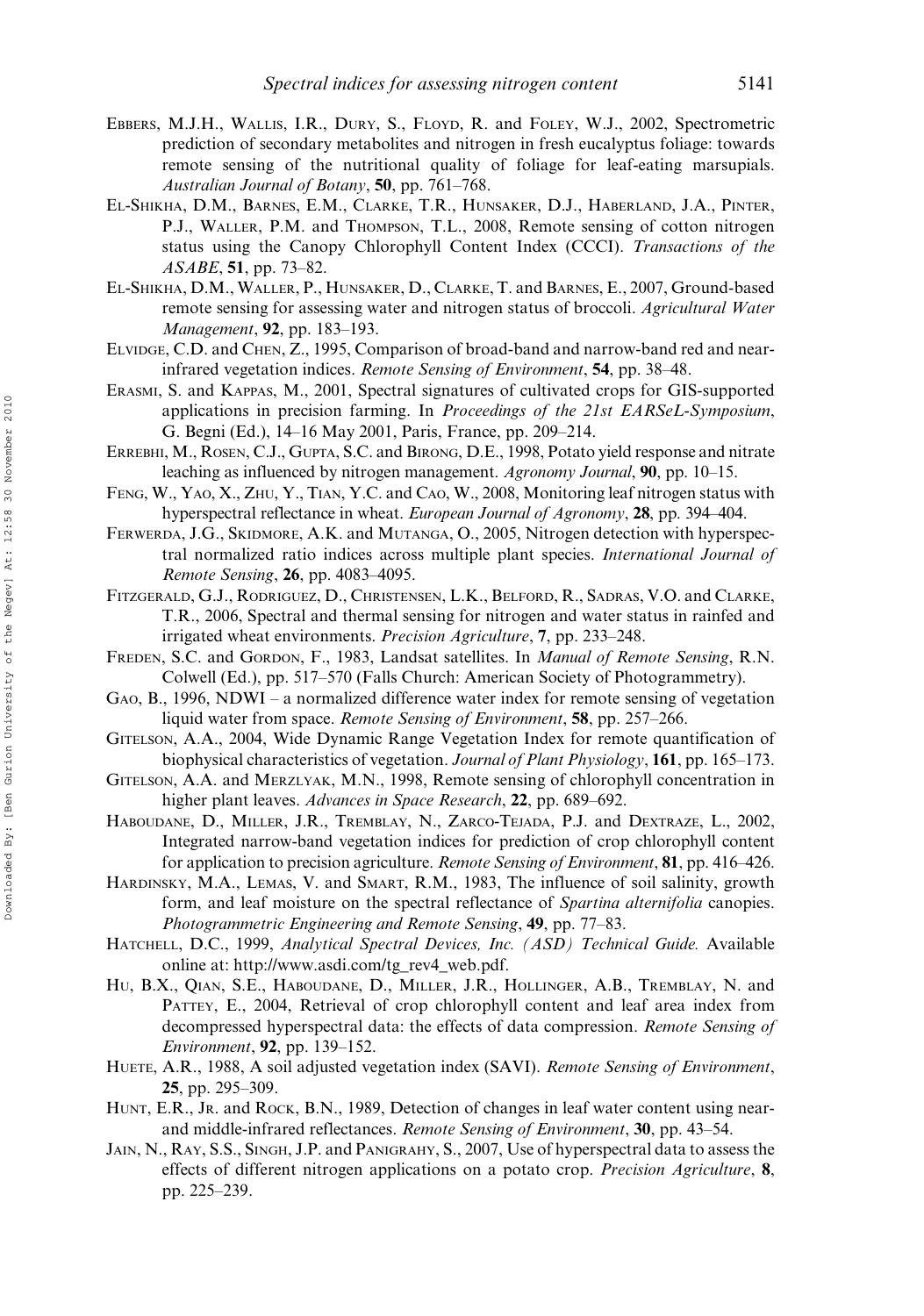Ebbers, M.J.H., Wallis, I.R., Dury, S., Floyd, R. and Foley, W.J., 2002, Spectrometric prediction of secondary metabolites and nitrogen in fresh eucalyptus foliage: towards remote sensing of the nutritional quality of foliage for leaf-eating marsupials. *Australian Journal of Botany*, **50**, pp. 761–768.

El-Shikha, D.M., Barnes, E.M., Clarke, T.R., Hunsaker, D.J., Haberland, J.A., Pinter, P.J., Waller, P.M. and Thompson, T.L., 2008, Remote sensing of cotton nitrogen status using the Canopy Chlorophyll Content Index (CCCI). *Transactions of the ASABE*, **51**, pp. 73–82.

El-Shikha, D.M., Waller, P., Hunsaker, D., Clarke, T. and Barnes, E., 2007, Ground-based remote sensing for assessing water and nitrogen status of broccoli. *Agricultural Water Management*, **92**, pp. 183–193.

Elvidge, C.D. and Chen, Z., 1995, Comparison of broad-band and narrow-band red and near-infrared vegetation indices. *Remote Sensing of Environment*, **54**, pp. 38–48.

Erasmi, S. and Kappas, M., 2001, Spectral signatures of cultivated crops for GIS-supported applications in precision farming. In *Proceedings of the 21st EARSeL-Symposium*, G. Begni (Ed.), 14–16 May 2001, Paris, France, pp. 209–214.

Errebhi, M., Rosen, C.J., Gupta, S.C. and Birong, D.E., 1998, Potato yield response and nitrate leaching as influenced by nitrogen management. *Agronomy Journal*, **90**, pp. 10–15.

Feng, W., Yao, X., Zhu, Y., Tian, Y.C. and Cao, W., 2008, Monitoring leaf nitrogen status with hyperspectral reflectance in wheat. *European Journal of Agronomy*, **28**, pp. 394–404.

Ferwerda, J.G., Skidmore, A.K. and Mutanga, O., 2005, Nitrogen detection with hyperspectral normalized ratio indices across multiple plant species. *International Journal of Remote Sensing*, **26**, pp. 4083–4095.

Fitzgerald, G.J., Rodriguez, D., Christensen, L.K., Belford, R., Sadras, V.O. and Clarke, T.R., 2006, Spectral and thermal sensing for nitrogen and water status in rainfed and irrigated wheat environments. *Precision Agriculture*, **7**, pp. 233–248.

Freden, S.C. and Gordon, F., 1983, Landsat satellites. In *Manual of Remote Sensing*, R.N. Colwell (Ed.), pp. 517–570 (Falls Church: American Society of Photogrammetry).

Gao, B., 1996, NDWI – a normalized difference water index for remote sensing of vegetation liquid water from space. *Remote Sensing of Environment*, **58**, pp. 257–266.

Gitelson, A.A., 2004, Wide Dynamic Range Vegetation Index for remote quantification of biophysical characteristics of vegetation. *Journal of Plant Physiology*, **161**, pp. 165–173.

Gitelson, A.A. and Merzlyak, M.N., 1998, Remote sensing of chlorophyll concentration in higher plant leaves. *Advances in Space Research*, **22**, pp. 689–692.

Haboudane, D., Miller, J.R., Tremblay, N., Zarco-Tejada, P.J. and Dextraze, L., 2002, Integrated narrow-band vegetation indices for prediction of crop chlorophyll content for application to precision agriculture. *Remote Sensing of Environment*, **81**, pp. 416–426.

Hardinsky, M.A., Lemas, V. and Smart, R.M., 1983, The influence of soil salinity, growth form, and leaf moisture on the spectral reflectance of *Spartina alternifolia* canopies. *Photogrammetric Engineering and Remote Sensing*, **49**, pp. 77–83.

Hatchell, D.C., 1999, *Analytical Spectral Devices, Inc. (ASD) Technical Guide.* Available online at: http://www.asdi.com/tg_rev4_web.pdf.

Hu, B.X., Qian, S.E., Haboudane, D., Miller, J.R., Hollinger, A.B., Tremblay, N. and Pattey, E., 2004, Retrieval of crop chlorophyll content and leaf area index from decompressed hyperspectral data: the effects of data compression. *Remote Sensing of Environment*, **92**, pp. 139–152.

Huete, A.R., 1988, A soil adjusted vegetation index (SAVI). *Remote Sensing of Environment*, **25**, pp. 295–309.

Hunt, E.R., Jr. and Rock, B.N., 1989, Detection of changes in leaf water content using near- and middle-infrared reflectances. *Remote Sensing of Environment*, **30**, pp. 43–54.

Jain, N., Ray, S.S., Singh, J.P. and Panigrahy, S., 2007, Use of hyperspectral data to assess the effects of different nitrogen applications on a potato crop. *Precision Agriculture*, **8**, pp. 225–239.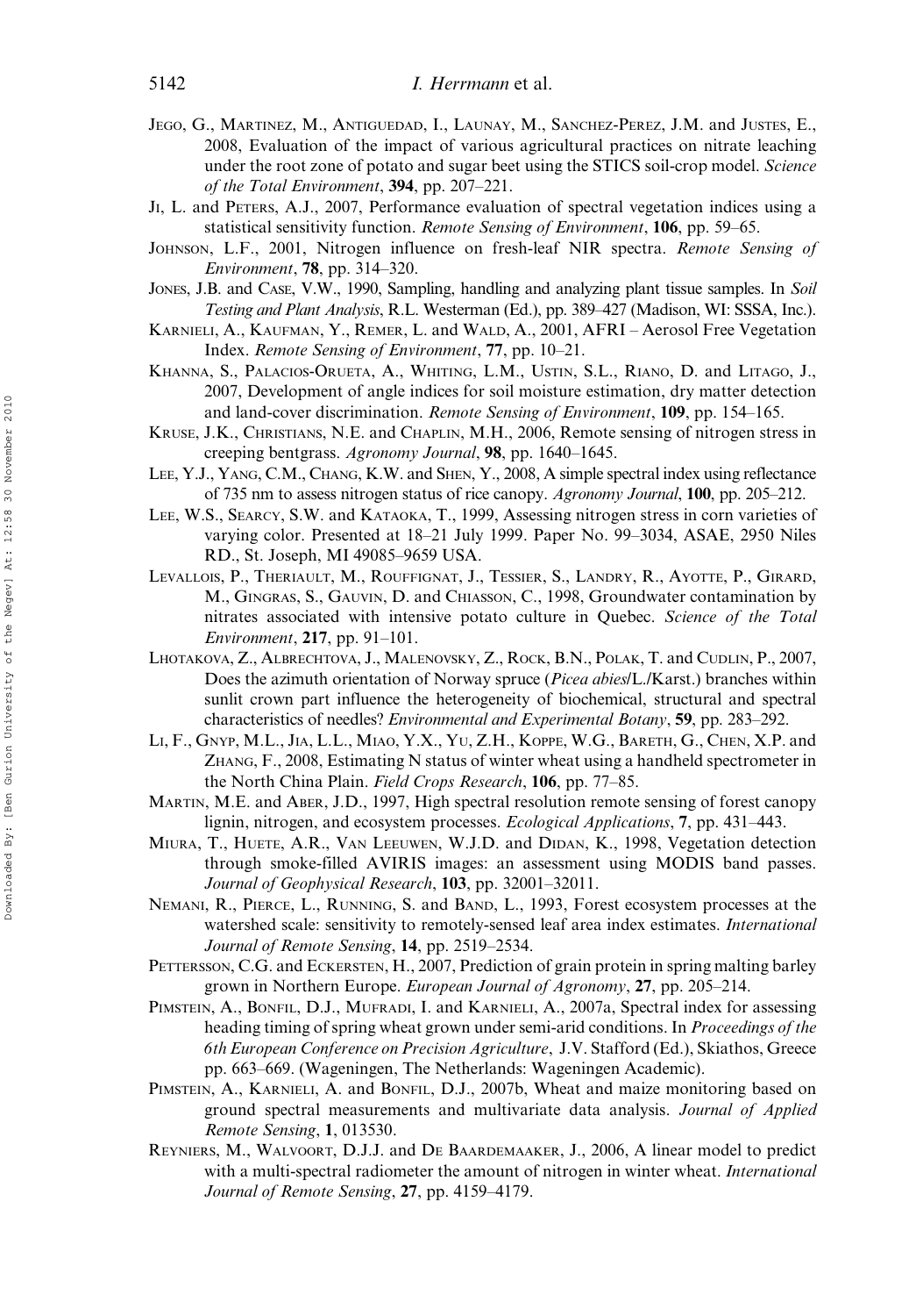JEGO, G., MARTINEZ, M., ANTIGUEDAD, I., LAUNAY, M., SANCHEZ-PEREZ, J.M. and JUSTES, E., 2008, Evaluation of the impact of various agricultural practices on nitrate leaching under the root zone of potato and sugar beet using the STICS soil-crop model. *Science of the Total Environment*, **394**, pp. 207–221.

JI, L. and PETERS, A.J., 2007, Performance evaluation of spectral vegetation indices using a statistical sensitivity function. *Remote Sensing of Environment*, **106**, pp. 59–65.

JOHNSON, L.F., 2001, Nitrogen influence on fresh-leaf NIR spectra. *Remote Sensing of Environment*, **78**, pp. 314–320.

JONES, J.B. and CASE, V.W., 1990, Sampling, handling and analyzing plant tissue samples. In *Soil Testing and Plant Analysis*, R.L. Westerman (Ed.), pp. 389–427 (Madison, WI: SSSA, Inc.).

KARNIELI, A., KAUFMAN, Y., REMER, L. and WALD, A., 2001, AFRI – Aerosol Free Vegetation Index. *Remote Sensing of Environment*, **77**, pp. 10–21.

KHANNA, S., PALACIOS-ORUETA, A., WHITING, L.M., USTIN, S.L., RIANO, D. and LITAGO, J., 2007, Development of angle indices for soil moisture estimation, dry matter detection and land-cover discrimination. *Remote Sensing of Environment*, **109**, pp. 154–165.

KRUSE, J.K., CHRISTIANS, N.E. and CHAPLIN, M.H., 2006, Remote sensing of nitrogen stress in creeping bentgrass. *Agronomy Journal*, **98**, pp. 1640–1645.

LEE, Y.J., YANG, C.M., CHANG, K.W. and SHEN, Y., 2008, A simple spectral index using reflectance of 735 nm to assess nitrogen status of rice canopy. *Agronomy Journal*, **100**, pp. 205–212.

LEE, W.S., SEARCY, S.W. and KATAOKA, T., 1999, Assessing nitrogen stress in corn varieties of varying color. Presented at 18–21 July 1999. Paper No. 99–3034, ASAE, 2950 Niles RD., St. Joseph, MI 49085–9659 USA.

LEVALLOIS, P., THERIAULT, M., ROUFFIGNAT, J., TESSIER, S., LANDRY, R., AYOTTE, P., GIRARD, M., GINGRAS, S., GAUVIN, D. and CHIASSON, C., 1998, Groundwater contamination by nitrates associated with intensive potato culture in Quebec. *Science of the Total Environment*, **217**, pp. 91–101.

LHOTAKOVA, Z., ALBRECHTOVA, J., MALENOVSKY, Z., ROCK, B.N., POLAK, T. and CUDLIN, P., 2007, Does the azimuth orientation of Norway spruce (*Picea abies*/L./Karst.) branches within sunlit crown part influence the heterogeneity of biochemical, structural and spectral characteristics of needles? *Environmental and Experimental Botany*, **59**, pp. 283–292.

LI, F., GNYP, M.L., JIA, L.L., MIAO, Y.X., YU, Z.H., KOPPE, W.G., BARETH, G., CHEN, X.P. and ZHANG, F., 2008, Estimating N status of winter wheat using a handheld spectrometer in the North China Plain. *Field Crops Research*, **106**, pp. 77–85.

MARTIN, M.E. and ABER, J.D., 1997, High spectral resolution remote sensing of forest canopy lignin, nitrogen, and ecosystem processes. *Ecological Applications*, **7**, pp. 431–443.

MIURA, T., HUETE, A.R., VAN LEEUWEN, W.J.D. and DIDAN, K., 1998, Vegetation detection through smoke-filled AVIRIS images: an assessment using MODIS band passes. *Journal of Geophysical Research*, **103**, pp. 32001–32011.

NEMANI, R., PIERCE, L., RUNNING, S. and BAND, L., 1993, Forest ecosystem processes at the watershed scale: sensitivity to remotely-sensed leaf area index estimates. *International Journal of Remote Sensing*, **14**, pp. 2519–2534.

PETTERSSON, C.G. and ECKERSTEN, H., 2007, Prediction of grain protein in spring malting barley grown in Northern Europe. *European Journal of Agronomy*, **27**, pp. 205–214.

PIMSTEIN, A., BONFIL, D.J., MUFRADI, I. and KARNIELI, A., 2007a, Spectral index for assessing heading timing of spring wheat grown under semi-arid conditions. In *Proceedings of the 6th European Conference on Precision Agriculture*, J.V. Stafford (Ed.), Skiathos, Greece pp. 663–669. (Wageningen, The Netherlands: Wageningen Academic).

PIMSTEIN, A., KARNIELI, A. and BONFIL, D.J., 2007b, Wheat and maize monitoring based on ground spectral measurements and multivariate data analysis. *Journal of Applied Remote Sensing*, **1**, 013530.

REYNIERS, M., WALVOORT, D.J.J. and DE BAARDEMAAKER, J., 2006, A linear model to predict with a multi-spectral radiometer the amount of nitrogen in winter wheat. *International Journal of Remote Sensing*, **27**, pp. 4159–4179.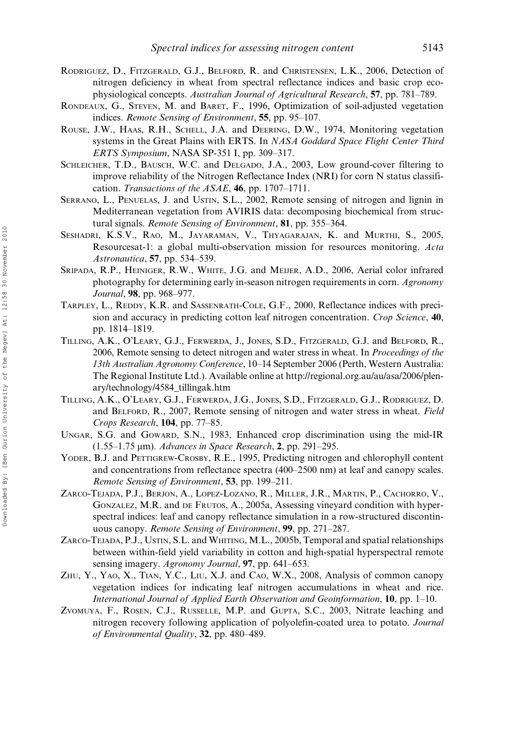RODRIGUEZ, D., FITZGERALD, G.J., BELFORD, R. and CHRISTENSEN, L.K., 2006, Detection of nitrogen deficiency in wheat from spectral reflectance indices and basic crop eco-physiological concepts. *Australian Journal of Agricultural Research*, **57**, pp. 781–789.

RONDEAUX, G., STEVEN, M. and BARET, F., 1996, Optimization of soil-adjusted vegetation indices. *Remote Sensing of Environment*, **55**, pp. 95–107.

ROUSE, J.W., HAAS, R.H., SCHELL, J.A. and DEERING, D.W., 1974, Monitoring vegetation systems in the Great Plains with ERTS. In *NASA Goddard Space Flight Center Third ERTS Symposium*, NASA SP-351 I, pp. 309–317.

SCHLEICHER, T.D., BAUSCH, W.C. and DELGADO, J.A., 2003, Low ground-cover filtering to improve reliability of the Nitrogen Reflectance Index (NRI) for corn N status classification. *Transactions of the ASAE*, **46**, pp. 1707–1711.

SERRANO, L., PENUELAS, J. and USTIN, S.L., 2002, Remote sensing of nitrogen and lignin in Mediterranean vegetation from AVIRIS data: decomposing biochemical from structural signals. *Remote Sensing of Environment*, **81**, pp. 355–364.

SESHADRI, K.S.V., RAO, M., JAYARAMAN, V., THYAGARAJAN, K. and MURTHI, S., 2005, Resourcesat-1: a global multi-observation mission for resources monitoring. *Acta Astronautica*, **57**, pp. 534–539.

SRIPADA, R.P., HEINIGER, R.W., WHITE, J.G. and MEIJER, A.D., 2006, Aerial color infrared photography for determining early in-season nitrogen requirements in corn. *Agronomy Journal*, **98**, pp. 968–977.

TARPLEY, L., REDDY, K.R. and SASSENRATH-COLE, G.F., 2000, Reflectance indices with precision and accuracy in predicting cotton leaf nitrogen concentration. *Crop Science*, **40**, pp. 1814–1819.

TILLING, A.K., O'LEARY, G.J., FERWERDA, J., JONES, S.D., FITZGERALD, G.J. and BELFORD, R., 2006, Remote sensing to detect nitrogen and water stress in wheat. In *Proceedings of the 13th Australian Agronomy Conference*, 10–14 September 2006 (Perth, Western Australia: The Regional Institute Ltd.). Available online at http://regional.org.au/au/asa/2006/plenary/technology/4584_tillingak.htm

TILLING, A.K., O'LEARY, G.J., FERWERDA, J.G., JONES, S.D., FITZGERALD, G.J., RODRIGUEZ, D. and BELFORD, R., 2007, Remote sensing of nitrogen and water stress in wheat. *Field Crops Research*, **104**, pp. 77–85.

UNGAR, S.G. and GOWARD, S.N., 1983, Enhanced crop discrimination using the mid-IR (1.55–1.75 μm). *Advances in Space Research*, **2**, pp. 291–295.

YODER, B.J. and PETTIGREW-CROSBY, R.E., 1995, Predicting nitrogen and chlorophyll content and concentrations from reflectance spectra (400–2500 nm) at leaf and canopy scales. *Remote Sensing of Environment*, **53**, pp. 199–211.

ZARCO-TEJADA, P.J., BERJON, A., LOPEZ-LOZANO, R., MILLER, J.R., MARTIN, P., CACHORRO, V., GONZALEZ, M.R. and DE FRUTOS, A., 2005a, Assessing vineyard condition with hyperspectral indices: leaf and canopy reflectance simulation in a row-structured discontinuous canopy. *Remote Sensing of Environment*, **99**, pp. 271–287.

ZARCO-TEJADA, P.J., USTIN, S.L. and WHITING, M.L., 2005b, Temporal and spatial relationships between within-field yield variability in cotton and high-spatial hyperspectral remote sensing imagery. *Agronomy Journal*, **97**, pp. 641–653.

ZHU, Y., YAO, X., TIAN, Y.C., LIU, X.J. and CAO, W.X., 2008, Analysis of common canopy vegetation indices for indicating leaf nitrogen accumulations in wheat and rice. *International Journal of Applied Earth Observation and Geoinformation*, **10**, pp. 1–10.

ZVOMUYA, F., ROSEN, C.J., RUSSELLE, M.P. and GUPTA, S.C., 2003, Nitrate leaching and nitrogen recovery following application of polyolefin-coated urea to potato. *Journal of Environmental Quality*, **32**, pp. 480–489.